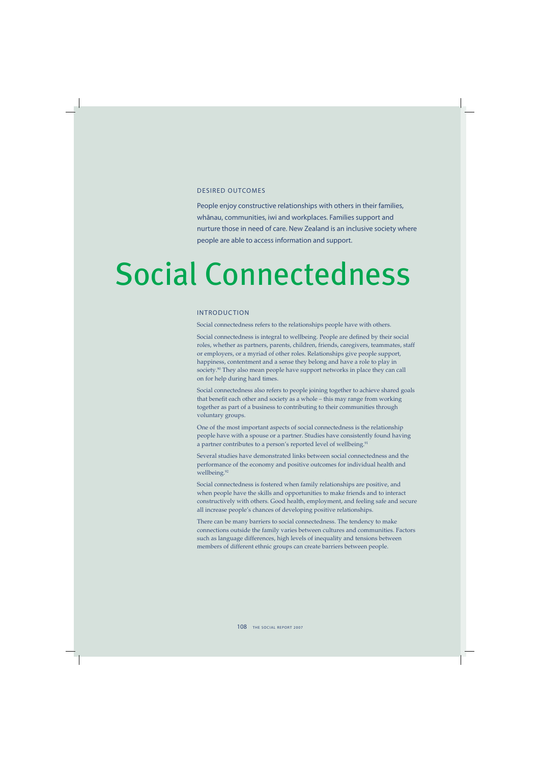## DESIRED OUTCOMES

People enjoy constructive relationships with others in their families, whānau, communities, iwi and workplaces. Families support and nurture those in need of care. New Zealand is an inclusive society where people are able to access information and support.

# Social Connectedness

## INTRODUCTION

Social connectedness refers to the relationships people have with others.

Social connectedness is integral to wellbeing. People are defined by their social roles, whether as partners, parents, children, friends, caregivers, teammates, staff or employers, or a myriad of other roles. Relationships give people support, happiness, contentment and a sense they belong and have a role to play in society.[90] They also mean people have support networks in place they can call on for help during hard times.

Social connectedness also refers to people joining together to achieve shared goals that benefit each other and society as a whole – this may range from working together as part of a business to contributing to their communities through voluntary groups.

One of the most important aspects of social connectedness is the relationship people have with a spouse or a partner. Studies have consistently found having a partner contributes to a person's reported level of wellbeing.[91]

Several studies have demonstrated links between social connectedness and the performance of the economy and positive outcomes for individual health and wellbeing.[92]

Social connectedness is fostered when family relationships are positive, and when people have the skills and opportunities to make friends and to interact constructively with others. Good health, employment, and feeling safe and secure all increase people's chances of developing positive relationships.

There can be many barriers to social connectedness. The tendency to make connections outside the family varies between cultures and communities. Factors such as language differences, high levels of inequality and tensions between members of different ethnic groups can create barriers between people.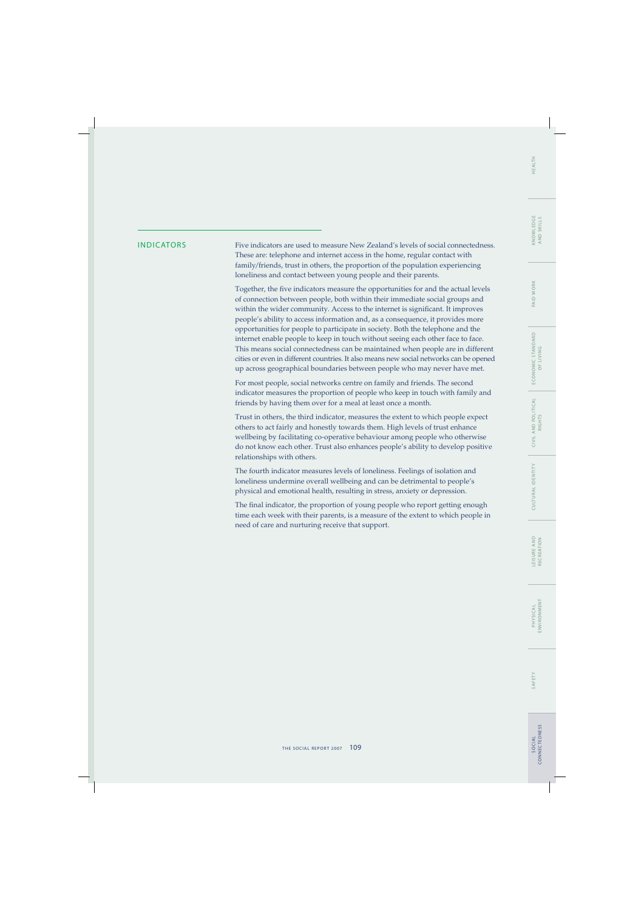## INDICATORS

Five indicators are used to measure New Zealand's levels of social connectedness. These are: telephone and internet access in the home, regular contact with family/friends, trust in others, the proportion of the population experiencing loneliness and contact between young people and their parents.

Together, the five indicators measure the opportunities for and the actual levels of connection between people, both within their immediate social groups and within the wider community. Access to the internet is significant. It improves people's ability to access information and, as a consequence, it provides more opportunities for people to participate in society. Both the telephone and the internet enable people to keep in touch without seeing each other face to face. This means social connectedness can be maintained when people are in different cities or even in different countries. It also means new social networks can be opened up across geographical boundaries between people who may never have met.

For most people, social networks centre on family and friends. The second indicator measures the proportion of people who keep in touch with family and friends by having them over for a meal at least once a month.

Trust in others, the third indicator, measures the extent to which people expect others to act fairly and honestly towards them. High levels of trust enhance wellbeing by facilitating co-operative behaviour among people who otherwise do not know each other. Trust also enhances people's ability to develop positive relationships with others.

The fourth indicator measures levels of loneliness. Feelings of isolation and loneliness undermine overall wellbeing and can be detrimental to people's physical and emotional health, resulting in stress, anxiety or depression.

The final indicator, the proportion of young people who report getting enough time each week with their parents, is a measure of the extent to which people in need of care and nurturing receive that support.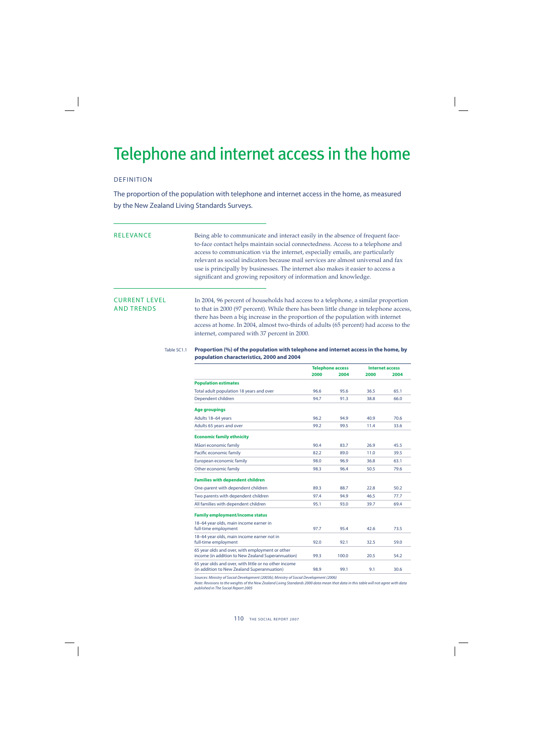# Telephone and internet access in the home

## DEFINITION

The proportion of the population with telephone and internet access in the home, as measured by the New Zealand Living Standards Surveys.

## RELEVANCE

Being able to communicate and interact easily in the absence of frequent face-to-face contact helps maintain social connectedness. Access to a telephone and access to communication via the internet, especially emails, are particularly relevant as social indicators because mail services are almost universal and fax use is principally by businesses. The internet also makes it easier to access a significant and growing repository of information and knowledge.

## CURRENT LEVEL AND TRENDS

In 2004, 96 percent of households had access to a telephone, a similar proportion to that in 2000 (97 percent). While there has been little change in telephone access, there has been a big increase in the proportion of the population with internet access at home. In 2004, almost two-thirds of adults (65 percent) had access to the internet, compared with 37 percent in 2000.

Table SC1.1 **Proportion (%) of the population with telephone and internet access in the home, by population characteristics, 2000 and 2004**

| | Telephone access | | Internet access | |
|---|---|---|---|---|
| | 2000 | 2004 | 2000 | 2004 |
| **Population estimates** | | | | |
| Total adult population 18 years and over | 96.6 | 95.6 | 36.5 | 65.1 |
| Dependent children | 94.7 | 91.3 | 38.8 | 66.0 |
| **Age groupings** | | | | |
| Adults 18–64 years | 96.2 | 94.9 | 40.9 | 70.6 |
| Adults 65 years and over | 99.2 | 99.5 | 11.4 | 33.6 |
| **Economic family ethnicity** | | | | |
| Māori economic family | 90.4 | 83.7 | 26.9 | 45.5 |
| Pacific economic family | 82.2 | 89.0 | 11.0 | 39.5 |
| European economic family | 98.0 | 96.9 | 36.8 | 63.1 |
| Other economic family | 98.3 | 96.4 | 50.5 | 79.6 |
| **Families with dependent children** | | | | |
| One-parent with dependent children | 89.3 | 88.7 | 22.8 | 50.2 |
| Two parents with dependent children | 97.4 | 94.9 | 46.5 | 77.7 |
| All families with dependent children | 95.1 | 93.0 | 39.7 | 69.4 |
| **Family employment/income status** | | | | |
| 18–64 year olds, main income earner in full-time employment | 97.7 | 95.4 | 42.6 | 73.5 |
| 18–64 year olds, main income earner not in full-time employment | 92.0 | 92.1 | 32.5 | 59.0 |
| 65 year olds and over, with employment or other income (in addition to New Zealand Superannuation) | 99.3 | 100.0 | 20.5 | 54.2 |
| 65 year olds and over, with little or no other income (in addition to New Zealand Superannuation) | 98.9 | 99.1 | 9.1 | 30.6 |

*Sources: Ministry of Social Development (2003b); Ministry of Social Development (2006)*

*Note: Revisions to the weights of the New Zealand Living Standards 2000 data mean that data in this table will not agree with data published in The Social Report 2005*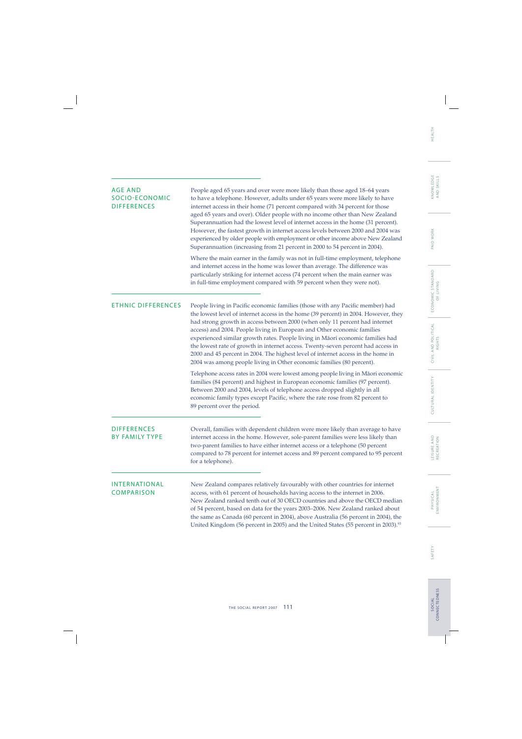## AGE AND SOCIO-ECONOMIC DIFFERENCES

People aged 65 years and over were more likely than those aged 18–64 years to have a telephone. However, adults under 65 years were more likely to have internet access in their home (71 percent compared with 34 percent for those aged 65 years and over). Older people with no income other than New Zealand Superannuation had the lowest level of internet access in the home (31 percent). However, the fastest growth in internet access levels between 2000 and 2004 was experienced by older people with employment or other income above New Zealand Superannuation (increasing from 21 percent in 2000 to 54 percent in 2004).

Where the main earner in the family was not in full-time employment, telephone and internet access in the home was lower than average. The difference was particularly striking for internet access (74 percent when the main earner was in full-time employment compared with 59 percent when they were not).

## ETHNIC DIFFERENCES

People living in Pacific economic families (those with any Pacific member) had the lowest level of internet access in the home (39 percent) in 2004. However, they had strong growth in access between 2000 (when only 11 percent had internet access) and 2004. People living in European and Other economic families experienced similar growth rates. People living in Māori economic families had the lowest rate of growth in internet access. Twenty-seven percent had access in 2000 and 45 percent in 2004. The highest level of internet access in the home in 2004 was among people living in Other economic families (80 percent).

Telephone access rates in 2004 were lowest among people living in Māori economic families (84 percent) and highest in European economic families (97 percent). Between 2000 and 2004, levels of telephone access dropped slightly in all economic family types except Pacific, where the rate rose from 82 percent to 89 percent over the period.

## DIFFERENCES BY FAMILY TYPE

Overall, families with dependent children were more likely than average to have internet access in the home. However, sole-parent families were less likely than two-parent families to have either internet access or a telephone (50 percent compared to 78 percent for internet access and 89 percent compared to 95 percent for a telephone).

## INTERNATIONAL COMPARISON

New Zealand compares relatively favourably with other countries for internet access, with 61 percent of households having access to the internet in 2006. New Zealand ranked tenth out of 30 OECD countries and above the OECD median of 54 percent, based on data for the years 2003–2006. New Zealand ranked about the same as Canada (60 percent in 2004), above Australia (56 percent in 2004), the United Kingdom (56 percent in 2005) and the United States (55 percent in 2003).[93]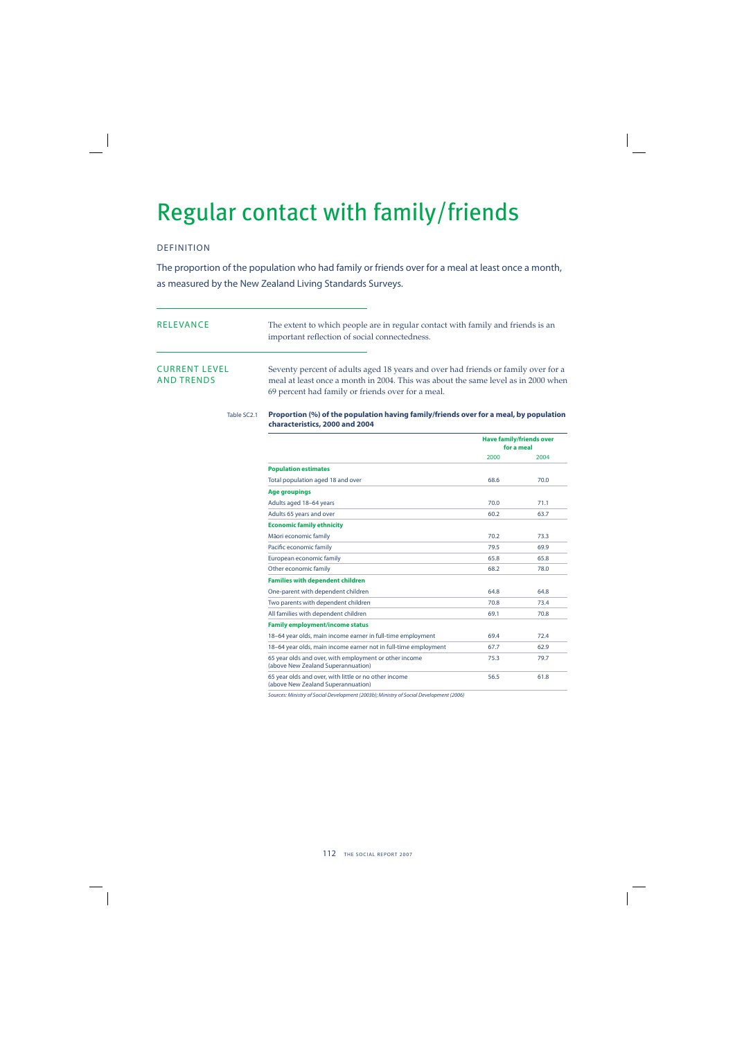# Regular contact with family/friends

## DEFINITION

The proportion of the population who had family or friends over for a meal at least once a month, as measured by the New Zealand Living Standards Surveys.

## RELEVANCE

The extent to which people are in regular contact with family and friends is an important reflection of social connectedness.

## CURRENT LEVEL AND TRENDS

Seventy percent of adults aged 18 years and over had friends or family over for a meal at least once a month in 2004. This was about the same level as in 2000 when 69 percent had family or friends over for a meal.

Table SC2.1 **Proportion (%) of the population having family/friends over for a meal, by population characteristics, 2000 and 2004**

| | Have family/friends over for a meal | |
|---|---|---|
| | 2000 | 2004 |
| **Population estimates** | | |
| Total population aged 18 and over | 68.6 | 70.0 |
| **Age groupings** | | |
| Adults aged 18–64 years | 70.0 | 71.1 |
| Adults 65 years and over | 60.2 | 63.7 |
| **Economic family ethnicity** | | |
| Māori economic family | 70.2 | 73.3 |
| Pacific economic family | 79.5 | 69.9 |
| European economic family | 65.8 | 65.8 |
| Other economic family | 68.2 | 78.0 |
| **Families with dependent children** | | |
| One-parent with dependent children | 64.8 | 64.8 |
| Two parents with dependent children | 70.8 | 73.4 |
| All families with dependent children | 69.1 | 70.8 |
| **Family employment/income status** | | |
| 18–64 year olds, main income earner in full-time employment | 69.4 | 72.4 |
| 18–64 year olds, main income earner not in full-time employment | 67.7 | 62.9 |
| 65 year olds and over, with employment or other income (above New Zealand Superannuation) | 75.3 | 79.7 |
| 65 year olds and over, with little or no other income (above New Zealand Superannuation) | 56.5 | 61.8 |

*Sources: Ministry of Social Development (2003b); Ministry of Social Development (2006)*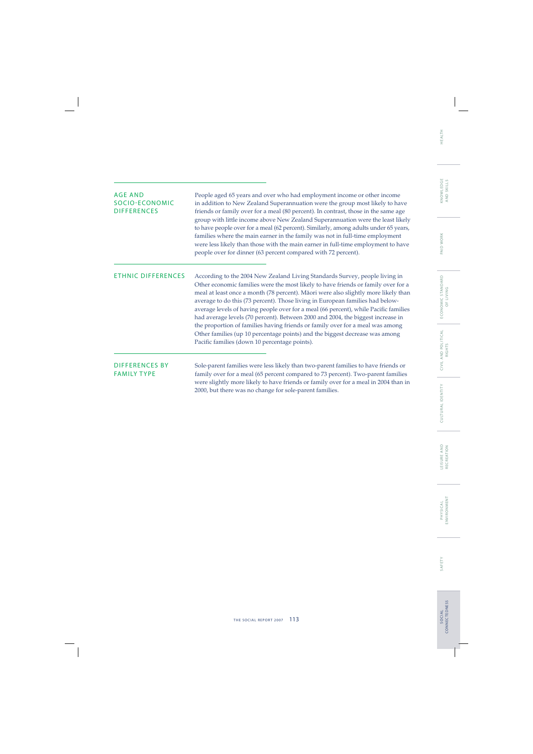## AGE AND SOCIO-ECONOMIC DIFFERENCES

People aged 65 years and over who had employment income or other income in addition to New Zealand Superannuation were the group most likely to have friends or family over for a meal (80 percent). In contrast, those in the same age group with little income above New Zealand Superannuation were the least likely to have people over for a meal (62 percent). Similarly, among adults under 65 years, families where the main earner in the family was not in full-time employment were less likely than those with the main earner in full-time employment to have people over for dinner (63 percent compared with 72 percent).

## ETHNIC DIFFERENCES

According to the 2004 New Zealand Living Standards Survey, people living in Other economic families were the most likely to have friends or family over for a meal at least once a month (78 percent). Māori were also slightly more likely than average to do this (73 percent). Those living in European families had below-average levels of having people over for a meal (66 percent), while Pacific families had average levels (70 percent). Between 2000 and 2004, the biggest increase in the proportion of families having friends or family over for a meal was among Other families (up 10 percentage points) and the biggest decrease was among Pacific families (down 10 percentage points).

## DIFFERENCES BY FAMILY TYPE

Sole-parent families were less likely than two-parent families to have friends or family over for a meal (65 percent compared to 73 percent). Two-parent families were slightly more likely to have friends or family over for a meal in 2004 than in 2000, but there was no change for sole-parent families.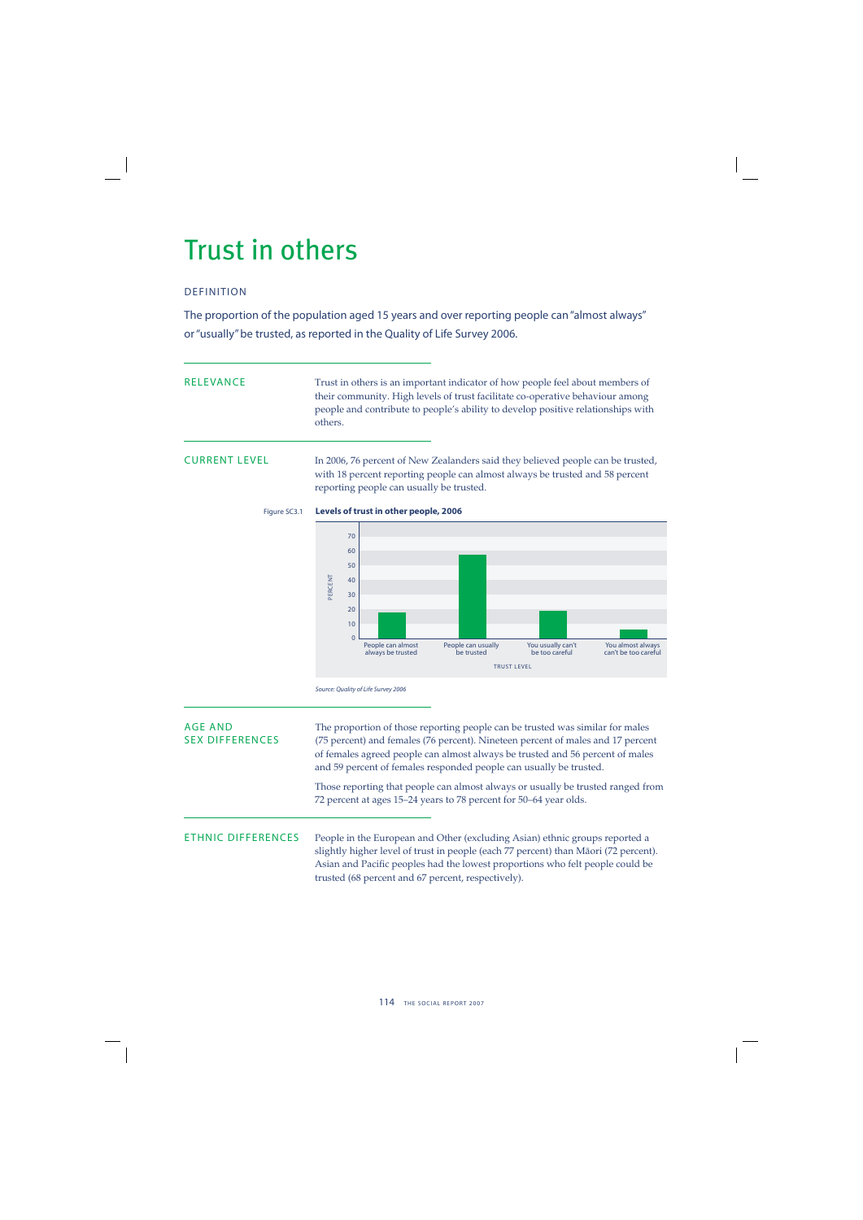# Trust in others

## DEFINITION

The proportion of the population aged 15 years and over reporting people can "almost always" or "usually" be trusted, as reported in the Quality of Life Survey 2006.

## RELEVANCE

Trust in others is an important indicator of how people feel about members of their community. High levels of trust facilitate co-operative behaviour among people and contribute to people's ability to develop positive relationships with others.

## CURRENT LEVEL

In 2006, 76 percent of New Zealanders said they believed people can be trusted, with 18 percent reporting people can almost always be trusted and 58 percent reporting people can usually be trusted.

Figure SC3.1 **Levels of trust in other people, 2006**

| Trust level | Percent |
|---|---|
| People can almost always be trusted | 18 |
| People can usually be trusted | 58 |
| You usually can't be too careful | 19 |
| You almost always can't be too careful | 6 |

*Source: Quality of Life Survey 2006*

## AGE AND SEX DIFFERENCES

The proportion of those reporting people can be trusted was similar for males (75 percent) and females (76 percent). Nineteen percent of males and 17 percent of females agreed people can almost always be trusted and 56 percent of males and 59 percent of females responded people can usually be trusted.

Those reporting that people can almost always or usually be trusted ranged from 72 percent at ages 15–24 years to 78 percent for 50–64 year olds.

## ETHNIC DIFFERENCES

People in the European and Other (excluding Asian) ethnic groups reported a slightly higher level of trust in people (each 77 percent) than Māori (72 percent). Asian and Pacific peoples had the lowest proportions who felt people could be trusted (68 percent and 67 percent, respectively).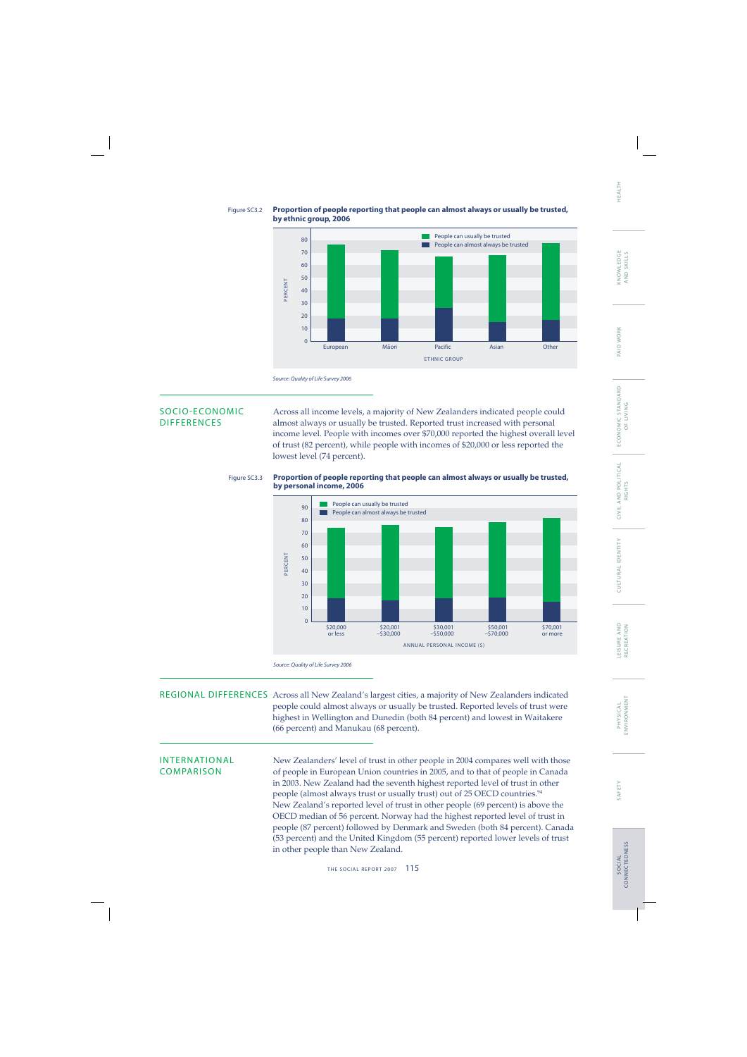Figure SC3.2 **Proportion of people reporting that people can almost always or usually be trusted, by ethnic group, 2006**

*Source: Quality of Life Survey 2006*

## SOCIO-ECONOMIC DIFFERENCES

Across all income levels, a majority of New Zealanders indicated people could almost always or usually be trusted. Reported trust increased with personal income level. People with incomes over $70,000 reported the highest overall level of trust (82 percent), while people with incomes of $20,000 or less reported the lowest level (74 percent).

Figure SC3.3 **Proportion of people reporting that people can almost always or usually be trusted, by personal income, 2006**

*Source: Quality of Life Survey 2006*

## REGIONAL DIFFERENCES

Across all New Zealand's largest cities, a majority of New Zealanders indicated people could almost always or usually be trusted. Reported levels of trust were highest in Wellington and Dunedin (both 84 percent) and lowest in Waitakere (66 percent) and Manukau (68 percent).

## INTERNATIONAL COMPARISON

New Zealanders' level of trust in other people in 2004 compares well with those of people in European Union countries in 2005, and to that of people in Canada in 2003. New Zealand had the seventh highest reported level of trust in other people (almost always trust or usually trust) out of 25 OECD countries.[94] New Zealand's reported level of trust in other people (69 percent) is above the OECD median of 56 percent. Norway had the highest reported level of trust in people (87 percent) followed by Denmark and Sweden (both 84 percent). Canada (53 percent) and the United Kingdom (55 percent) reported lower levels of trust in other people than New Zealand.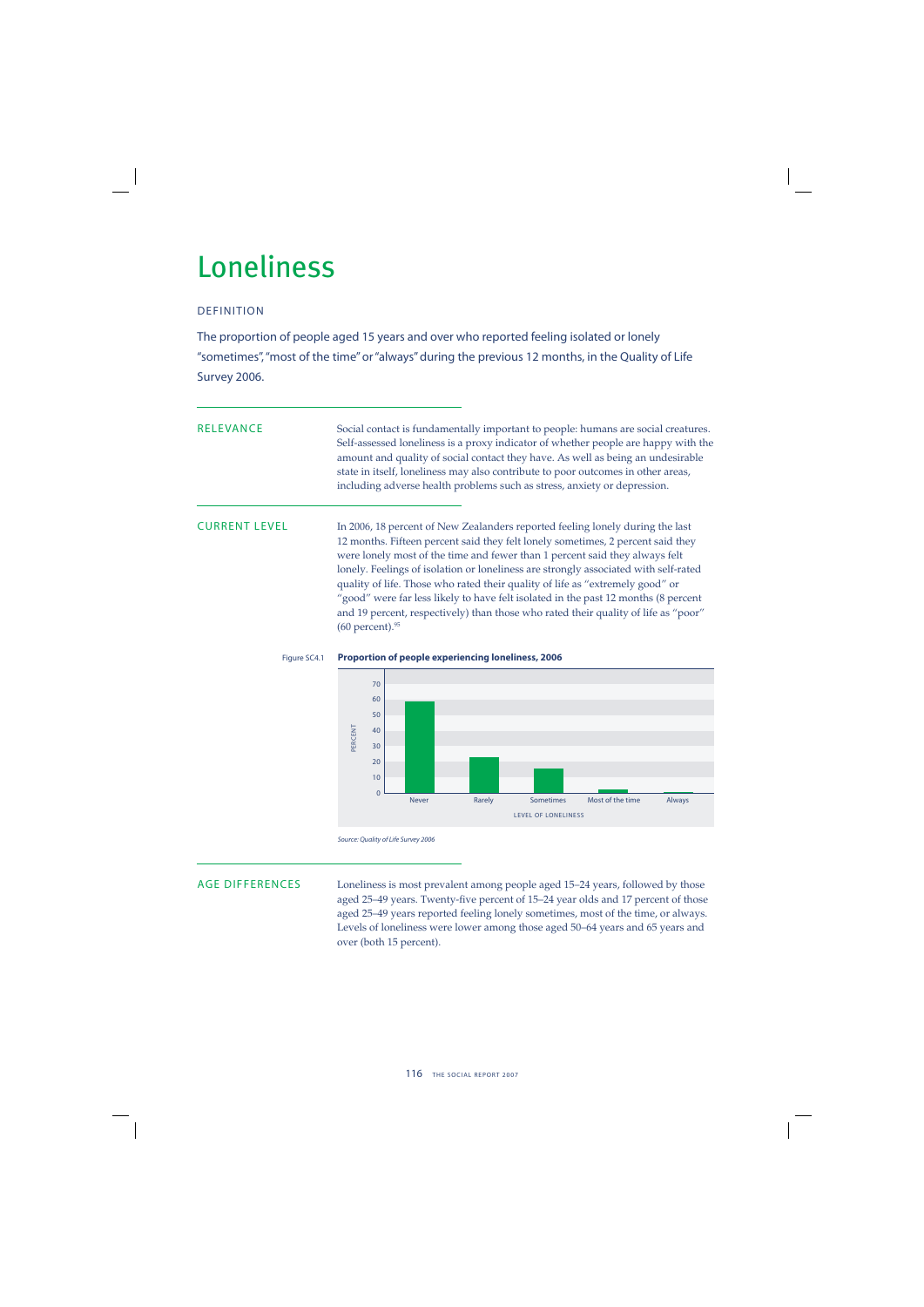# Loneliness

## DEFINITION

The proportion of people aged 15 years and over who reported feeling isolated or lonely "sometimes", "most of the time" or "always" during the previous 12 months, in the Quality of Life Survey 2006.

## RELEVANCE

Social contact is fundamentally important to people: humans are social creatures. Self-assessed loneliness is a proxy indicator of whether people are happy with the amount and quality of social contact they have. As well as being an undesirable state in itself, loneliness may also contribute to poor outcomes in other areas, including adverse health problems such as stress, anxiety or depression.

## CURRENT LEVEL

In 2006, 18 percent of New Zealanders reported feeling lonely during the last 12 months. Fifteen percent said they felt lonely sometimes, 2 percent said they were lonely most of the time and fewer than 1 percent said they always felt lonely. Feelings of isolation or loneliness are strongly associated with self-rated quality of life. Those who rated their quality of life as "extremely good" or "good" were far less likely to have felt isolated in the past 12 months (8 percent and 19 percent, respectively) than those who rated their quality of life as "poor" (60 percent).[95]

Figure SC4.1 **Proportion of people experiencing loneliness, 2006**

*Source: Quality of Life Survey 2006*

## AGE DIFFERENCES

Loneliness is most prevalent among people aged 15–24 years, followed by those aged 25–49 years. Twenty-five percent of 15–24 year olds and 17 percent of those aged 25–49 years reported feeling lonely sometimes, most of the time, or always. Levels of loneliness were lower among those aged 50–64 years and 65 years and over (both 15 percent).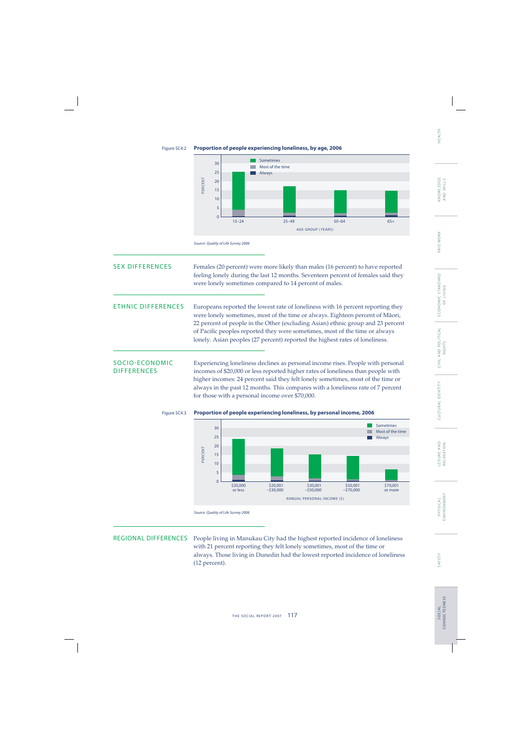Figure SC4.2 **Proportion of people experiencing loneliness, by age, 2006**

Source: *Quality of Life Survey 2006*

## SEX DIFFERENCES

Females (20 percent) were more likely than males (16 percent) to have reported feeling lonely during the last 12 months. Seventeen percent of females said they were lonely sometimes compared to 14 percent of males.

## ETHNIC DIFFERENCES

Europeans reported the lowest rate of loneliness with 16 percent reporting they were lonely sometimes, most of the time or always. Eighteen percent of Māori, 22 percent of people in the Other (excluding Asian) ethnic group and 23 percent of Pacific peoples reported they were sometimes, most of the time or always lonely. Asian peoples (27 percent) reported the highest rates of loneliness.

## SOCIO-ECONOMIC DIFFERENCES

Experiencing loneliness declines as personal income rises. People with personal incomes of $20,000 or less reported higher rates of loneliness than people with higher incomes: 24 percent said they felt lonely sometimes, most of the time or always in the past 12 months. This compares with a loneliness rate of 7 percent for those with a personal income over $70,000.

Figure SC4.3 **Proportion of people experiencing loneliness, by personal income, 2006**

Source: *Quality of Life Survey 2006*

## REGIONAL DIFFERENCES

People living in Manukau City had the highest reported incidence of loneliness with 21 percent reporting they felt lonely sometimes, most of the time or always. Those living in Dunedin had the lowest reported incidence of loneliness (12 percent).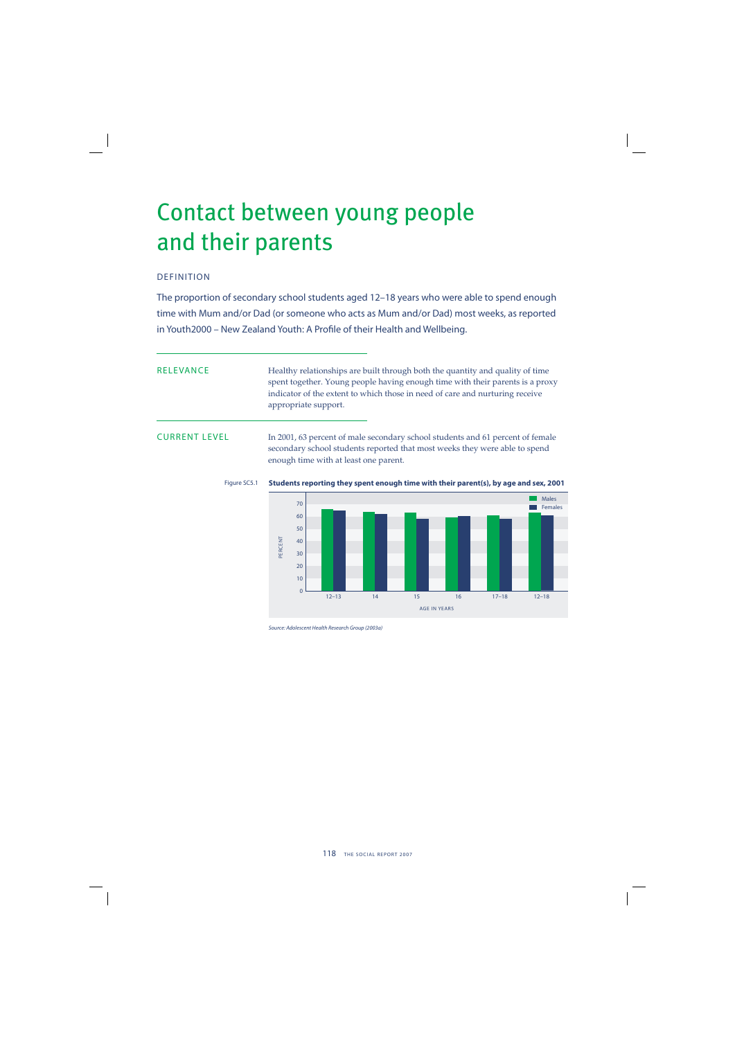# Contact between young people and their parents

## DEFINITION

The proportion of secondary school students aged 12–18 years who were able to spend enough time with Mum and/or Dad (or someone who acts as Mum and/or Dad) most weeks, as reported in Youth2000 – New Zealand Youth: A Profile of their Health and Wellbeing.

## RELEVANCE

Healthy relationships are built through both the quantity and quality of time spent together. Young people having enough time with their parents is a proxy indicator of the extent to which those in need of care and nurturing receive appropriate support.

## CURRENT LEVEL

In 2001, 63 percent of male secondary school students and 61 percent of female secondary school students reported that most weeks they were able to spend enough time with at least one parent.

Figure SC5.1 **Students reporting they spent enough time with their parent(s), by age and sex, 2001**

*Source: Adolescent Health Research Group (2003a)*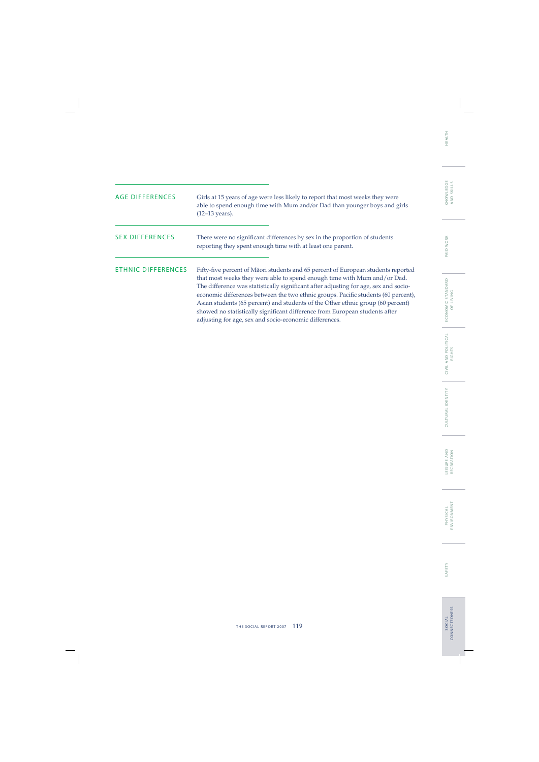### AGE DIFFERENCES

Girls at 15 years of age were less likely to report that most weeks they were able to spend enough time with Mum and/or Dad than younger boys and girls (12–13 years).

### SEX DIFFERENCES

There were no significant differences by sex in the proportion of students reporting they spent enough time with at least one parent.

### ETHNIC DIFFERENCES

Fifty-five percent of Māori students and 65 percent of European students reported that most weeks they were able to spend enough time with Mum and/or Dad. The difference was statistically significant after adjusting for age, sex and socio-economic differences between the two ethnic groups. Pacific students (60 percent), Asian students (65 percent) and students of the Other ethnic group (60 percent) showed no statistically significant difference from European students after adjusting for age, sex and socio-economic differences.